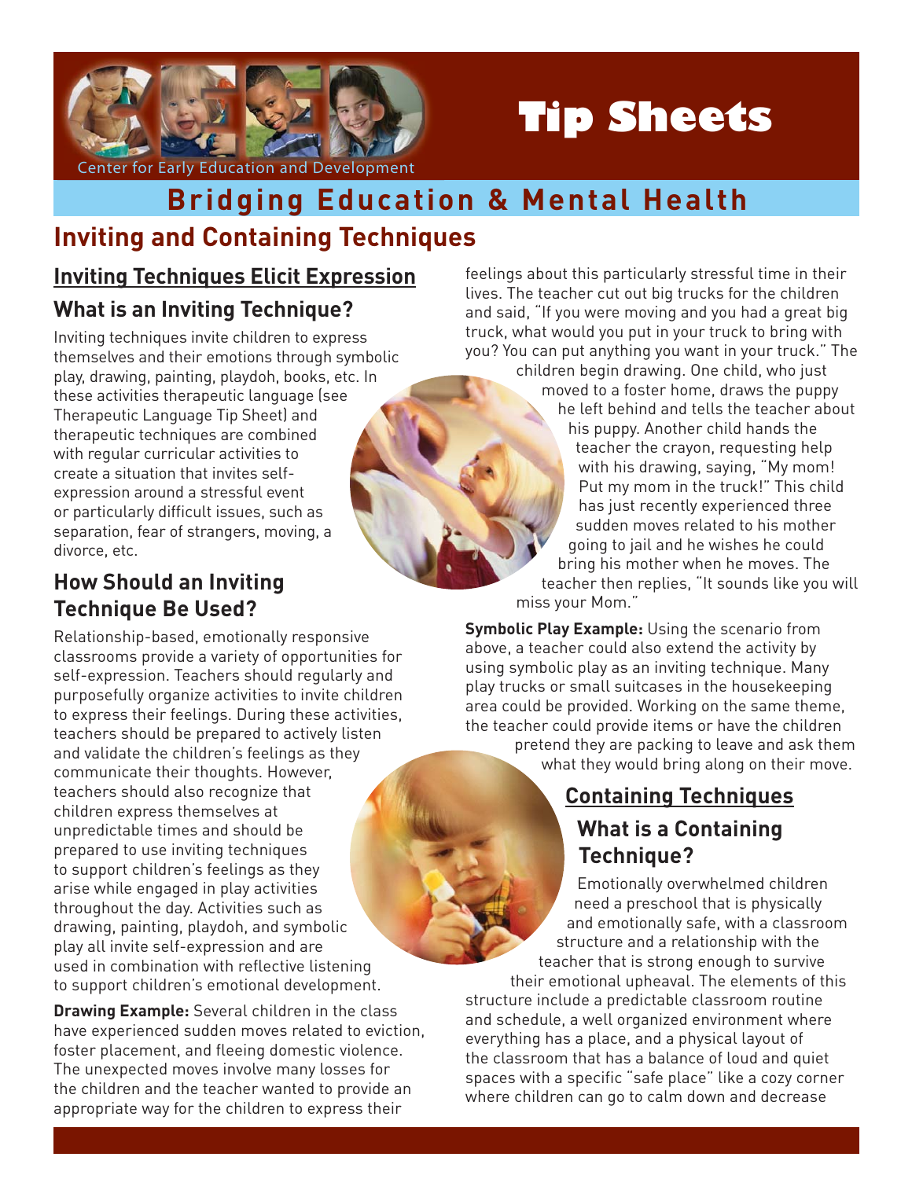Center for Early Education and Development

# Tip Sheets

## Bridging Education & Mental Health

## Inviting and Containing Techniques

### Inviting Techniques Elicit Expression

#### What is an Inviting Technique?

Inviting techniques invite children to express themselves and their emotions through symbolic play, drawing, painting, playdoh, books, etc. In these activities therapeutic language (see Therapeutic Language Tip Sheet) and therapeutic techniques are combined with regular curricular activities to create a situation that invites self-expression around a stressful event or particularly difficult issues, such as separation, fear of strangers, moving, a divorce, etc.

#### How Should an Inviting Technique Be Used?

Relationship-based, emotionally responsive classrooms provide a variety of opportunities for self-expression. Teachers should regularly and purposefully organize activities to invite children to express their feelings. During these activities, teachers should be prepared to actively listen and validate the children's feelings as they communicate their thoughts. However, teachers should also recognize that children express themselves at unpredictable times and should be prepared to use inviting techniques to support children's feelings as they arise while engaged in play activities throughout the day. Activities such as drawing, painting, playdoh, and symbolic play all invite self-expression and are used in combination with reflective listening to support children's emotional development.

**Drawing Example:** Several children in the class have experienced sudden moves related to eviction, foster placement, and fleeing domestic violence. The unexpected moves involve many losses for the children and the teacher wanted to provide an appropriate way for the children to express their feelings about this particularly stressful time in their lives. The teacher cut out big trucks for the children and said, "If you were moving and you had a great big truck, what would you put in your truck to bring with you? You can put anything you want in your truck." The children begin drawing. One child, who just moved to a foster home, draws the puppy he left behind and tells the teacher about his puppy. Another child hands the teacher the crayon, requesting help with his drawing, saying, "My mom! Put my mom in the truck!" This child has just recently experienced three sudden moves related to his mother going to jail and he wishes he could bring his mother when he moves. The teacher then replies, "It sounds like you will miss your Mom."

**Symbolic Play Example:** Using the scenario from above, a teacher could also extend the activity by using symbolic play as an inviting technique. Many play trucks or small suitcases in the housekeeping area could be provided. Working on the same theme, the teacher could provide items or have the children pretend they are packing to leave and ask them what they would bring along on their move.

### Containing Techniques

#### What is a Containing Technique?

Emotionally overwhelmed children need a preschool that is physically and emotionally safe, with a classroom structure and a relationship with the teacher that is strong enough to survive their emotional upheaval. The elements of this structure include a predictable classroom routine and schedule, a well organized environment where everything has a place, and a physical layout of the classroom that has a balance of loud and quiet spaces with a specific "safe place" like a cozy corner where children can go to calm down and decrease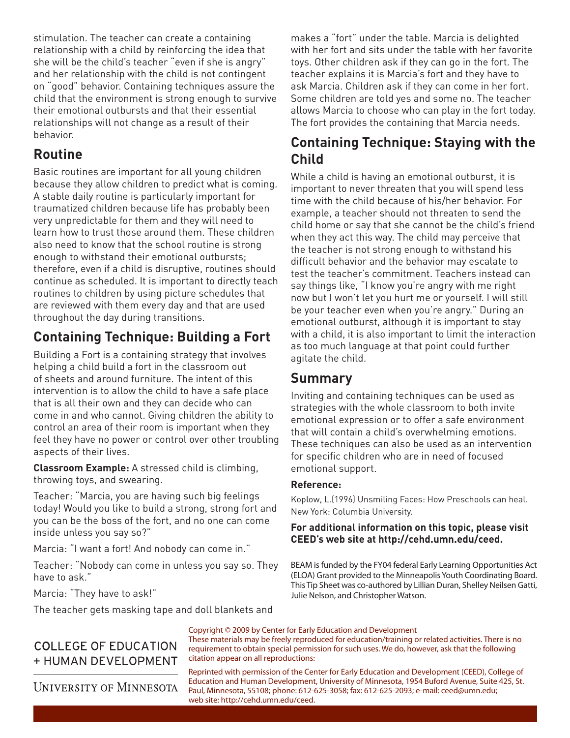stimulation. The teacher can create a containing relationship with a child by reinforcing the idea that she will be the child's teacher "even if she is angry" and her relationship with the child is not contingent on "good" behavior. Containing techniques assure the child that the environment is strong enough to survive their emotional outbursts and that their essential relationships will not change as a result of their behavior.

## Routine

Basic routines are important for all young children because they allow children to predict what is coming. A stable daily routine is particularly important for traumatized children because life has probably been very unpredictable for them and they will need to learn how to trust those around them. These children also need to know that the school routine is strong enough to withstand their emotional outbursts; therefore, even if a child is disruptive, routines should continue as scheduled. It is important to directly teach routines to children by using picture schedules that are reviewed with them every day and that are used throughout the day during transitions.

## Containing Technique: Building a Fort

Building a Fort is a containing strategy that involves helping a child build a fort in the classroom out of sheets and around furniture. The intent of this intervention is to allow the child to have a safe place that is all their own and they can decide who can come in and who cannot. Giving children the ability to control an area of their room is important when they feel they have no power or control over other troubling aspects of their lives.

**Classroom Example:** A stressed child is climbing, throwing toys, and swearing.

Teacher: "Marcia, you are having such big feelings today! Would you like to build a strong, strong fort and you can be the boss of the fort, and no one can come inside unless you say so?"

Marcia: "I want a fort! And nobody can come in."

Teacher: "Nobody can come in unless you say so. They have to ask."

Marcia: "They have to ask!"

The teacher gets masking tape and doll blankets and makes a "fort" under the table. Marcia is delighted with her fort and sits under the table with her favorite toys. Other children ask if they can go in the fort. The teacher explains it is Marcia's fort and they have to ask Marcia. Children ask if they can come in her fort. Some children are told yes and some no. The teacher allows Marcia to choose who can play in the fort today. The fort provides the containing that Marcia needs.

## Containing Technique: Staying with the Child

While a child is having an emotional outburst, it is important to never threaten that you will spend less time with the child because of his/her behavior. For example, a teacher should not threaten to send the child home or say that she cannot be the child's friend when they act this way. The child may perceive that the teacher is not strong enough to withstand his difficult behavior and the behavior may escalate to test the teacher's commitment. Teachers instead can say things like, "I know you're angry with me right now but I won't let you hurt me or yourself. I will still be your teacher even when you're angry." During an emotional outburst, although it is important to stay with a child, it is also important to limit the interaction as too much language at that point could further agitate the child.

## Summary

Inviting and containing techniques can be used as strategies with the whole classroom to both invite emotional expression or to offer a safe environment that will contain a child's overwhelming emotions. These techniques can also be used as an intervention for specific children who are in need of focused emotional support.

**Reference:**

Koplow, L.(1996) Unsmiling Faces: How Preschools can heal. New York: Columbia University.

**For additional information on this topic, please visit CEED's web site at http://cehd.umn.edu/ceed.**

BEAM is funded by the FY04 federal Early Learning Opportunities Act (ELOA) Grant provided to the Minneapolis Youth Coordinating Board. This Tip Sheet was co-authored by Lillian Duran, Shelley Neilsen Gatti, Julie Nelson, and Christopher Watson.

COLLEGE OF EDUCATION + HUMAN DEVELOPMENT

UNIVERSITY OF MINNESOTA

Copyright © 2009 by Center for Early Education and Development
These materials may be freely reproduced for education/training or related activities. There is no requirement to obtain special permission for such uses. We do, however, ask that the following citation appear on all reproductions:

Reprinted with permission of the Center for Early Education and Development (CEED), College of Education and Human Development, University of Minnesota, 1954 Buford Avenue, Suite 425, St. Paul, Minnesota, 55108; phone: 612-625-3058; fax: 612-625-2093; e-mail: ceed@umn.edu; web site: http://cehd.umn.edu/ceed.